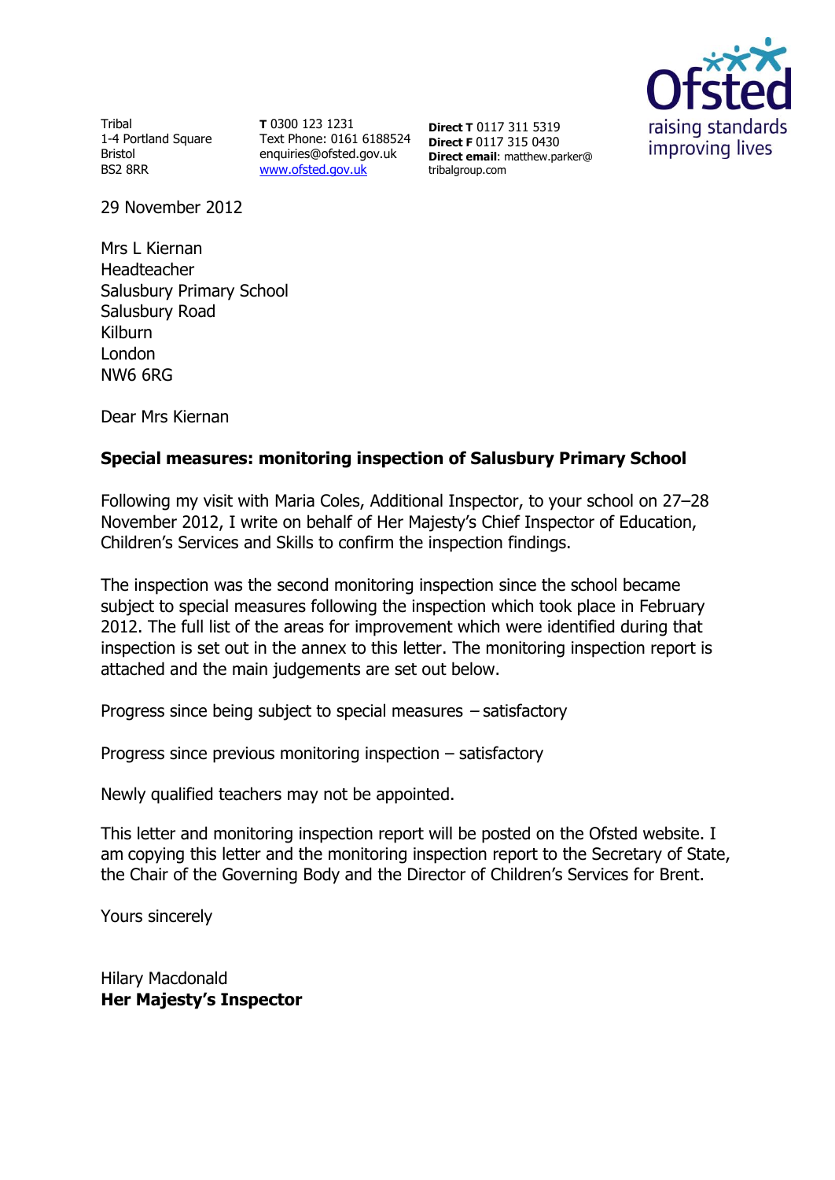Tribal
1-4 Portland Square
Bristol
BS2 8RR

**T** 0300 123 1231
Text Phone: 0161 6188524
enquiries@ofsted.gov.uk
www.ofsted.gov.uk

**Direct T** 0117 311 5319
**Direct F** 0117 315 0430
**Direct email**: matthew.parker@tribalgroup.com

Ofsted
raising standards
improving lives

29 November 2012

Mrs L Kiernan
Headteacher
Salusbury Primary School
Salusbury Road
Kilburn
London
NW6 6RG

Dear Mrs Kiernan

**Special measures: monitoring inspection of Salusbury Primary School**

Following my visit with Maria Coles, Additional Inspector, to your school on 27–28 November 2012, I write on behalf of Her Majesty's Chief Inspector of Education, Children's Services and Skills to confirm the inspection findings.

The inspection was the second monitoring inspection since the school became subject to special measures following the inspection which took place in February 2012. The full list of the areas for improvement which were identified during that inspection is set out in the annex to this letter. The monitoring inspection report is attached and the main judgements are set out below.

Progress since being subject to special measures – satisfactory

Progress since previous monitoring inspection – satisfactory

Newly qualified teachers may not be appointed.

This letter and monitoring inspection report will be posted on the Ofsted website. I am copying this letter and the monitoring inspection report to the Secretary of State, the Chair of the Governing Body and the Director of Children's Services for Brent.

Yours sincerely

Hilary Macdonald
**Her Majesty's Inspector**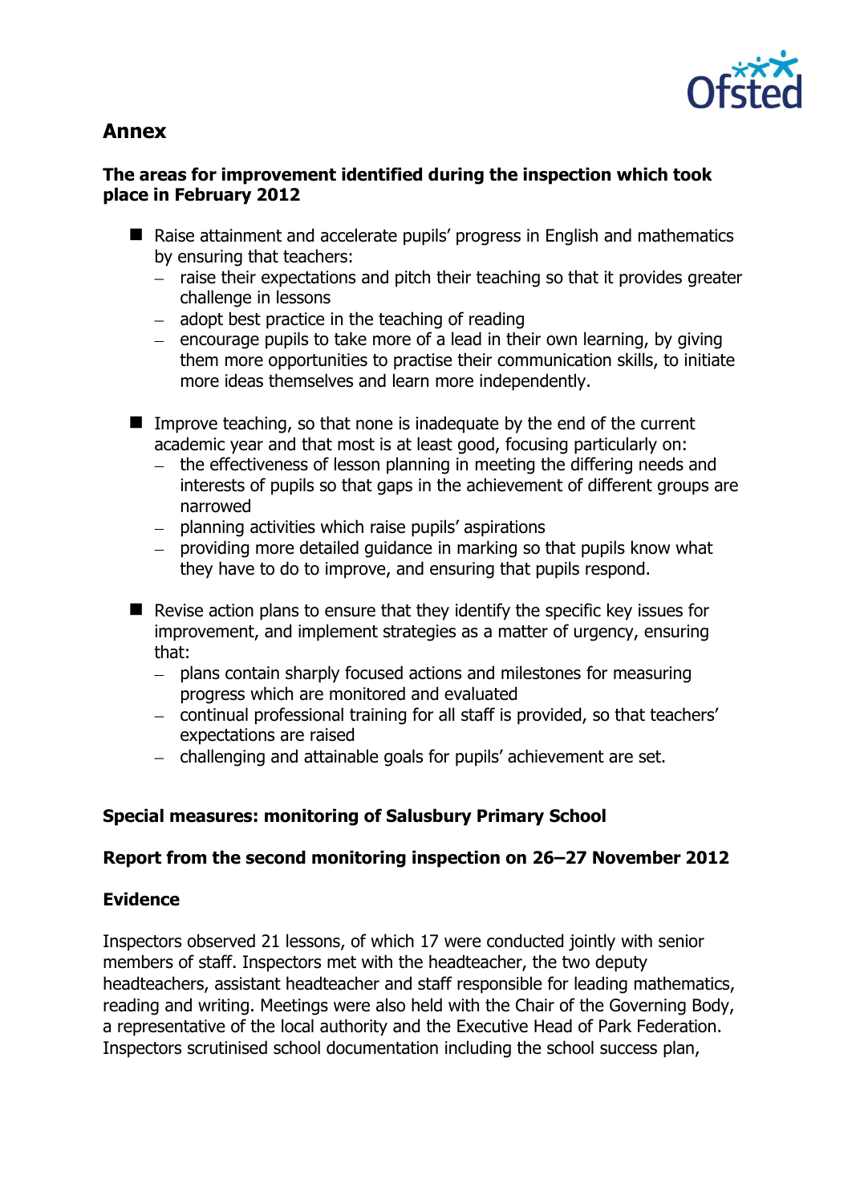## Annex

### The areas for improvement identified during the inspection which took place in February 2012

- Raise attainment and accelerate pupils' progress in English and mathematics by ensuring that teachers:
  - raise their expectations and pitch their teaching so that it provides greater challenge in lessons
  - adopt best practice in the teaching of reading
  - encourage pupils to take more of a lead in their own learning, by giving them more opportunities to practise their communication skills, to initiate more ideas themselves and learn more independently.

- Improve teaching, so that none is inadequate by the end of the current academic year and that most is at least good, focusing particularly on:
  - the effectiveness of lesson planning in meeting the differing needs and interests of pupils so that gaps in the achievement of different groups are narrowed
  - planning activities which raise pupils' aspirations
  - providing more detailed guidance in marking so that pupils know what they have to do to improve, and ensuring that pupils respond.

- Revise action plans to ensure that they identify the specific key issues for improvement, and implement strategies as a matter of urgency, ensuring that:
  - plans contain sharply focused actions and milestones for measuring progress which are monitored and evaluated
  - continual professional training for all staff is provided, so that teachers' expectations are raised
  - challenging and attainable goals for pupils' achievement are set.

### Special measures: monitoring of Salusbury Primary School

### Report from the second monitoring inspection on 26–27 November 2012

### Evidence

Inspectors observed 21 lessons, of which 17 were conducted jointly with senior members of staff. Inspectors met with the headteacher, the two deputy headteachers, assistant headteacher and staff responsible for leading mathematics, reading and writing. Meetings were also held with the Chair of the Governing Body, a representative of the local authority and the Executive Head of Park Federation. Inspectors scrutinised school documentation including the school success plan,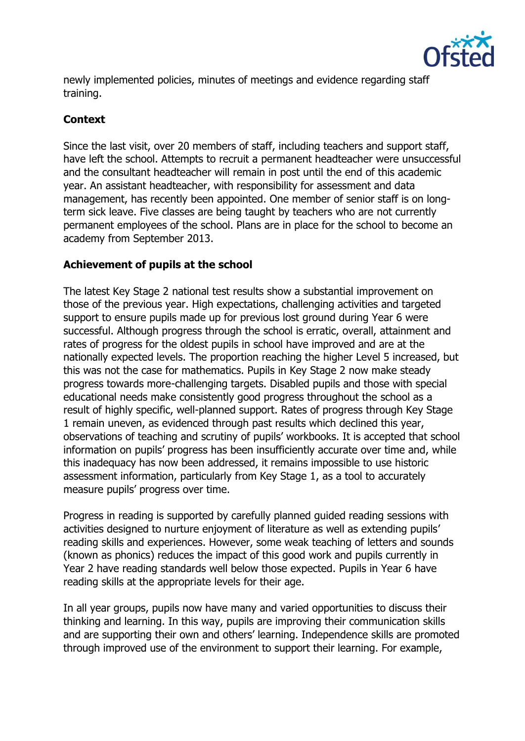newly implemented policies, minutes of meetings and evidence regarding staff training.

## Context

Since the last visit, over 20 members of staff, including teachers and support staff, have left the school. Attempts to recruit a permanent headteacher were unsuccessful and the consultant headteacher will remain in post until the end of this academic year. An assistant headteacher, with responsibility for assessment and data management, has recently been appointed. One member of senior staff is on long-term sick leave. Five classes are being taught by teachers who are not currently permanent employees of the school. Plans are in place for the school to become an academy from September 2013.

## Achievement of pupils at the school

The latest Key Stage 2 national test results show a substantial improvement on those of the previous year. High expectations, challenging activities and targeted support to ensure pupils made up for previous lost ground during Year 6 were successful. Although progress through the school is erratic, overall, attainment and rates of progress for the oldest pupils in school have improved and are at the nationally expected levels. The proportion reaching the higher Level 5 increased, but this was not the case for mathematics. Pupils in Key Stage 2 now make steady progress towards more-challenging targets. Disabled pupils and those with special educational needs make consistently good progress throughout the school as a result of highly specific, well-planned support. Rates of progress through Key Stage 1 remain uneven, as evidenced through past results which declined this year, observations of teaching and scrutiny of pupils' workbooks. It is accepted that school information on pupils' progress has been insufficiently accurate over time and, while this inadequacy has now been addressed, it remains impossible to use historic assessment information, particularly from Key Stage 1, as a tool to accurately measure pupils' progress over time.

Progress in reading is supported by carefully planned guided reading sessions with activities designed to nurture enjoyment of literature as well as extending pupils' reading skills and experiences. However, some weak teaching of letters and sounds (known as phonics) reduces the impact of this good work and pupils currently in Year 2 have reading standards well below those expected. Pupils in Year 6 have reading skills at the appropriate levels for their age.

In all year groups, pupils now have many and varied opportunities to discuss their thinking and learning. In this way, pupils are improving their communication skills and are supporting their own and others' learning. Independence skills are promoted through improved use of the environment to support their learning. For example,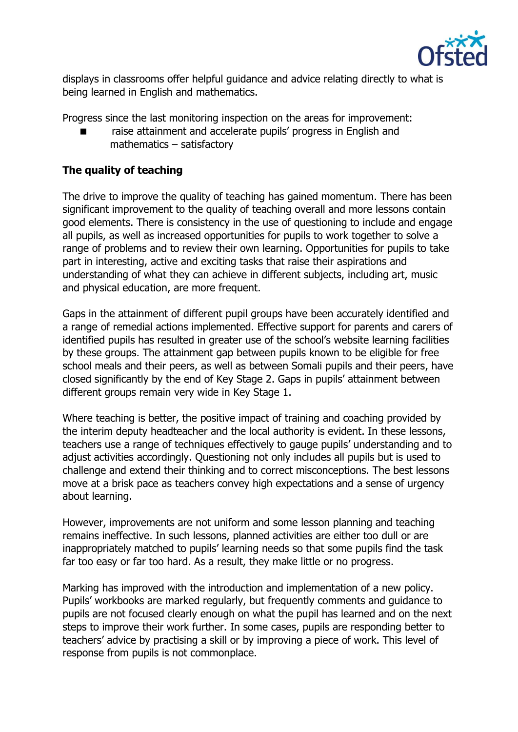displays in classrooms offer helpful guidance and advice relating directly to what is being learned in English and mathematics.

Progress since the last monitoring inspection on the areas for improvement:

- raise attainment and accelerate pupils' progress in English and mathematics – satisfactory

**The quality of teaching**

The drive to improve the quality of teaching has gained momentum. There has been significant improvement to the quality of teaching overall and more lessons contain good elements. There is consistency in the use of questioning to include and engage all pupils, as well as increased opportunities for pupils to work together to solve a range of problems and to review their own learning. Opportunities for pupils to take part in interesting, active and exciting tasks that raise their aspirations and understanding of what they can achieve in different subjects, including art, music and physical education, are more frequent.

Gaps in the attainment of different pupil groups have been accurately identified and a range of remedial actions implemented. Effective support for parents and carers of identified pupils has resulted in greater use of the school's website learning facilities by these groups. The attainment gap between pupils known to be eligible for free school meals and their peers, as well as between Somali pupils and their peers, have closed significantly by the end of Key Stage 2. Gaps in pupils' attainment between different groups remain very wide in Key Stage 1.

Where teaching is better, the positive impact of training and coaching provided by the interim deputy headteacher and the local authority is evident. In these lessons, teachers use a range of techniques effectively to gauge pupils' understanding and to adjust activities accordingly. Questioning not only includes all pupils but is used to challenge and extend their thinking and to correct misconceptions. The best lessons move at a brisk pace as teachers convey high expectations and a sense of urgency about learning.

However, improvements are not uniform and some lesson planning and teaching remains ineffective. In such lessons, planned activities are either too dull or are inappropriately matched to pupils' learning needs so that some pupils find the task far too easy or far too hard. As a result, they make little or no progress.

Marking has improved with the introduction and implementation of a new policy. Pupils' workbooks are marked regularly, but frequently comments and guidance to pupils are not focused clearly enough on what the pupil has learned and on the next steps to improve their work further. In some cases, pupils are responding better to teachers' advice by practising a skill or by improving a piece of work. This level of response from pupils is not commonplace.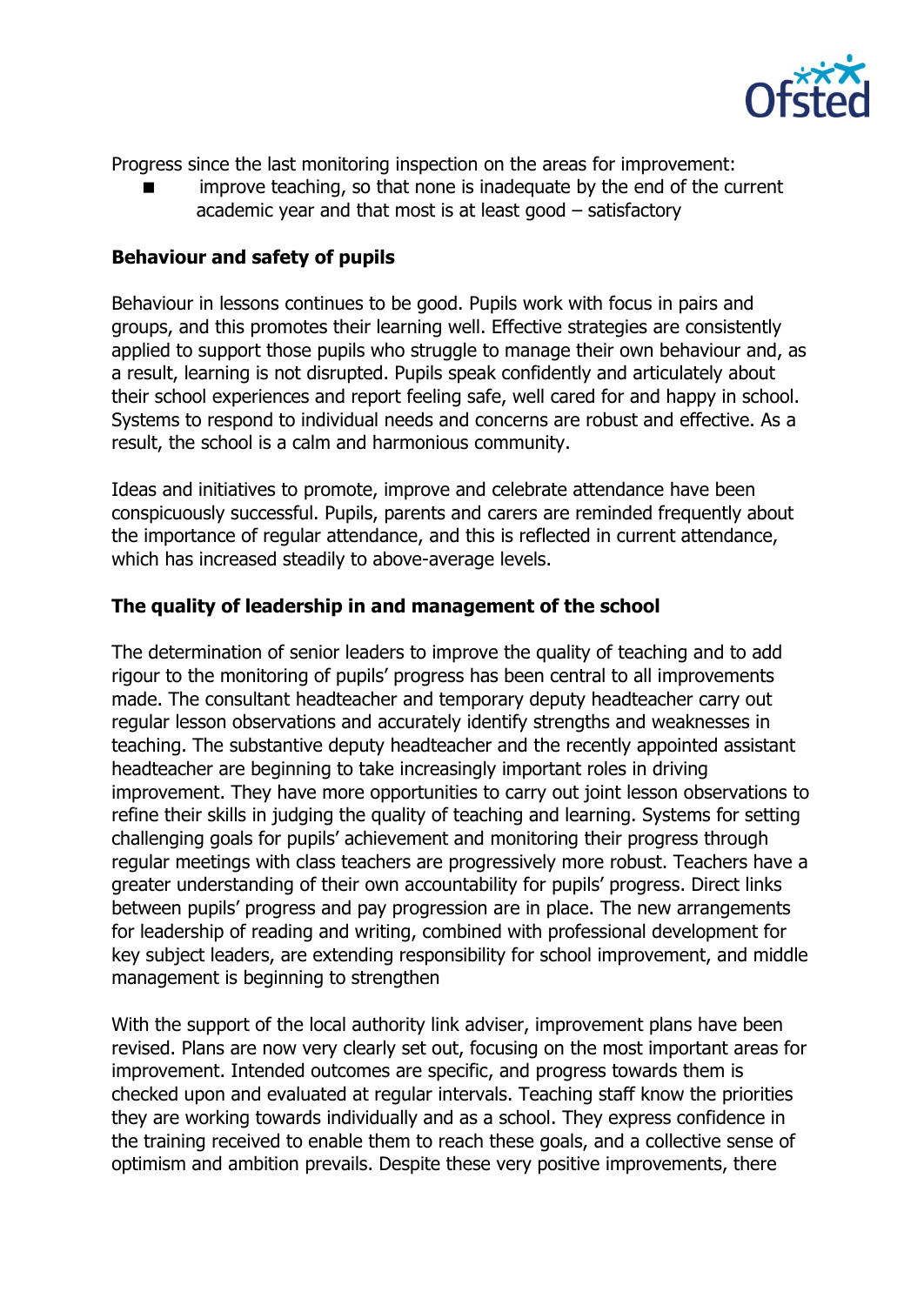Progress since the last monitoring inspection on the areas for improvement:

- improve teaching, so that none is inadequate by the end of the current academic year and that most is at least good – satisfactory

**Behaviour and safety of pupils**

Behaviour in lessons continues to be good. Pupils work with focus in pairs and groups, and this promotes their learning well. Effective strategies are consistently applied to support those pupils who struggle to manage their own behaviour and, as a result, learning is not disrupted. Pupils speak confidently and articulately about their school experiences and report feeling safe, well cared for and happy in school. Systems to respond to individual needs and concerns are robust and effective. As a result, the school is a calm and harmonious community.

Ideas and initiatives to promote, improve and celebrate attendance have been conspicuously successful. Pupils, parents and carers are reminded frequently about the importance of regular attendance, and this is reflected in current attendance, which has increased steadily to above-average levels.

**The quality of leadership in and management of the school**

The determination of senior leaders to improve the quality of teaching and to add rigour to the monitoring of pupils' progress has been central to all improvements made. The consultant headteacher and temporary deputy headteacher carry out regular lesson observations and accurately identify strengths and weaknesses in teaching. The substantive deputy headteacher and the recently appointed assistant headteacher are beginning to take increasingly important roles in driving improvement. They have more opportunities to carry out joint lesson observations to refine their skills in judging the quality of teaching and learning. Systems for setting challenging goals for pupils' achievement and monitoring their progress through regular meetings with class teachers are progressively more robust. Teachers have a greater understanding of their own accountability for pupils' progress. Direct links between pupils' progress and pay progression are in place. The new arrangements for leadership of reading and writing, combined with professional development for key subject leaders, are extending responsibility for school improvement, and middle management is beginning to strengthen

With the support of the local authority link adviser, improvement plans have been revised. Plans are now very clearly set out, focusing on the most important areas for improvement. Intended outcomes are specific, and progress towards them is checked upon and evaluated at regular intervals. Teaching staff know the priorities they are working towards individually and as a school. They express confidence in the training received to enable them to reach these goals, and a collective sense of optimism and ambition prevails. Despite these very positive improvements, there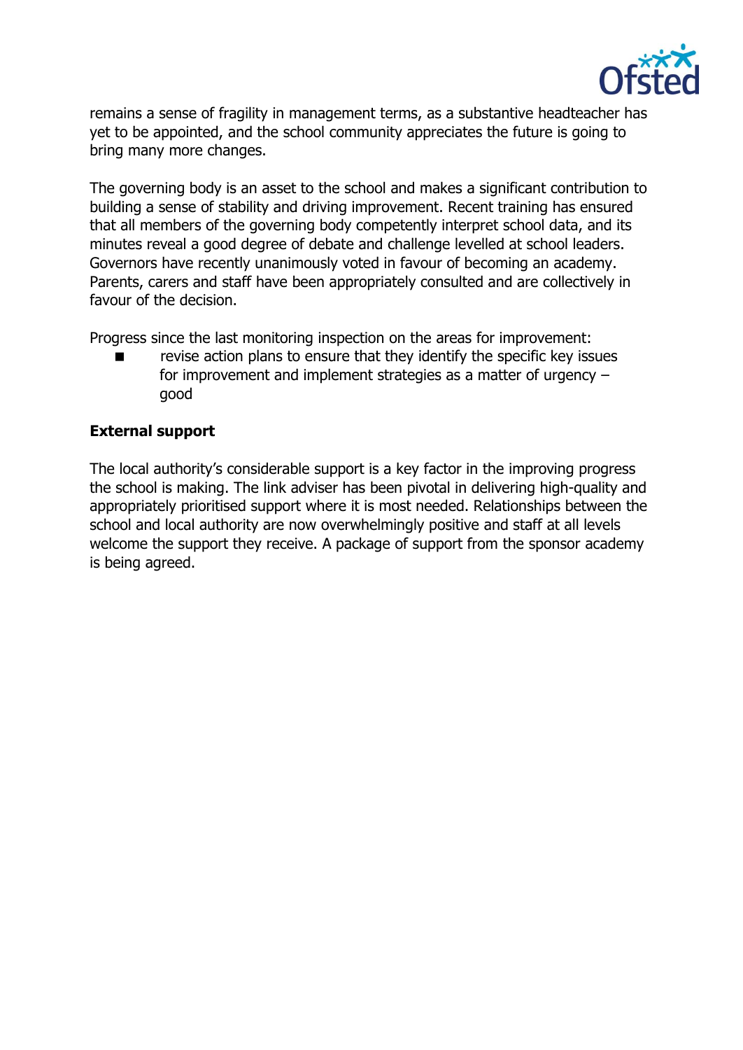remains a sense of fragility in management terms, as a substantive headteacher has yet to be appointed, and the school community appreciates the future is going to bring many more changes.

The governing body is an asset to the school and makes a significant contribution to building a sense of stability and driving improvement. Recent training has ensured that all members of the governing body competently interpret school data, and its minutes reveal a good degree of debate and challenge levelled at school leaders. Governors have recently unanimously voted in favour of becoming an academy. Parents, carers and staff have been appropriately consulted and are collectively in favour of the decision.

Progress since the last monitoring inspection on the areas for improvement:

- revise action plans to ensure that they identify the specific key issues for improvement and implement strategies as a matter of urgency – good

**External support**

The local authority's considerable support is a key factor in the improving progress the school is making. The link adviser has been pivotal in delivering high-quality and appropriately prioritised support where it is most needed. Relationships between the school and local authority are now overwhelmingly positive and staff at all levels welcome the support they receive. A package of support from the sponsor academy is being agreed.